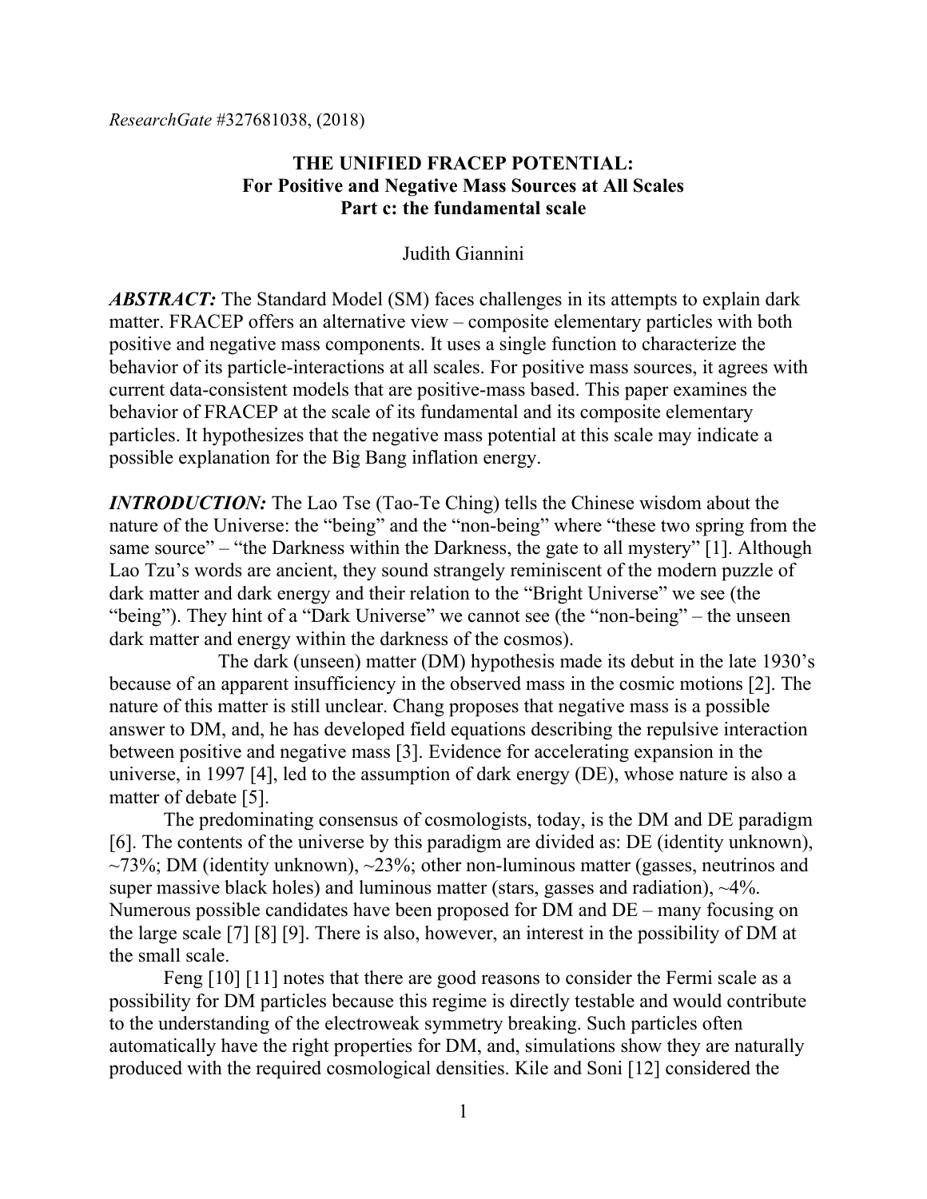*ResearchGate* #327681038, (2018)

# THE UNIFIED FRACEP POTENTIAL:
## For Positive and Negative Mass Sources at All Scales
## Part c: the fundamental scale

Judith Giannini

***ABSTRACT:*** The Standard Model (SM) faces challenges in its attempts to explain dark matter. FRACEP offers an alternative view – composite elementary particles with both positive and negative mass components. It uses a single function to characterize the behavior of its particle-interactions at all scales. For positive mass sources, it agrees with current data-consistent models that are positive-mass based. This paper examines the behavior of FRACEP at the scale of its fundamental and its composite elementary particles. It hypothesizes that the negative mass potential at this scale may indicate a possible explanation for the Big Bang inflation energy.

***INTRODUCTION:*** The Lao Tse (Tao-Te Ching) tells the Chinese wisdom about the nature of the Universe: the "being" and the "non-being" where "these two spring from the same source" – "the Darkness within the Darkness, the gate to all mystery" [1]. Although Lao Tzu's words are ancient, they sound strangely reminiscent of the modern puzzle of dark matter and dark energy and their relation to the "Bright Universe" we see (the "being"). They hint of a "Dark Universe" we cannot see (the "non-being" – the unseen dark matter and energy within the darkness of the cosmos).

The dark (unseen) matter (DM) hypothesis made its debut in the late 1930's because of an apparent insufficiency in the observed mass in the cosmic motions [2]. The nature of this matter is still unclear. Chang proposes that negative mass is a possible answer to DM, and, he has developed field equations describing the repulsive interaction between positive and negative mass [3]. Evidence for accelerating expansion in the universe, in 1997 [4], led to the assumption of dark energy (DE), whose nature is also a matter of debate [5].

The predominating consensus of cosmologists, today, is the DM and DE paradigm [6]. The contents of the universe by this paradigm are divided as: DE (identity unknown), ~73%; DM (identity unknown), ~23%; other non-luminous matter (gasses, neutrinos and super massive black holes) and luminous matter (stars, gasses and radiation), ~4%. Numerous possible candidates have been proposed for DM and DE – many focusing on the large scale [7] [8] [9]. There is also, however, an interest in the possibility of DM at the small scale.

Feng [10] [11] notes that there are good reasons to consider the Fermi scale as a possibility for DM particles because this regime is directly testable and would contribute to the understanding of the electroweak symmetry breaking. Such particles often automatically have the right properties for DM, and, simulations show they are naturally produced with the required cosmological densities. Kile and Soni [12] considered the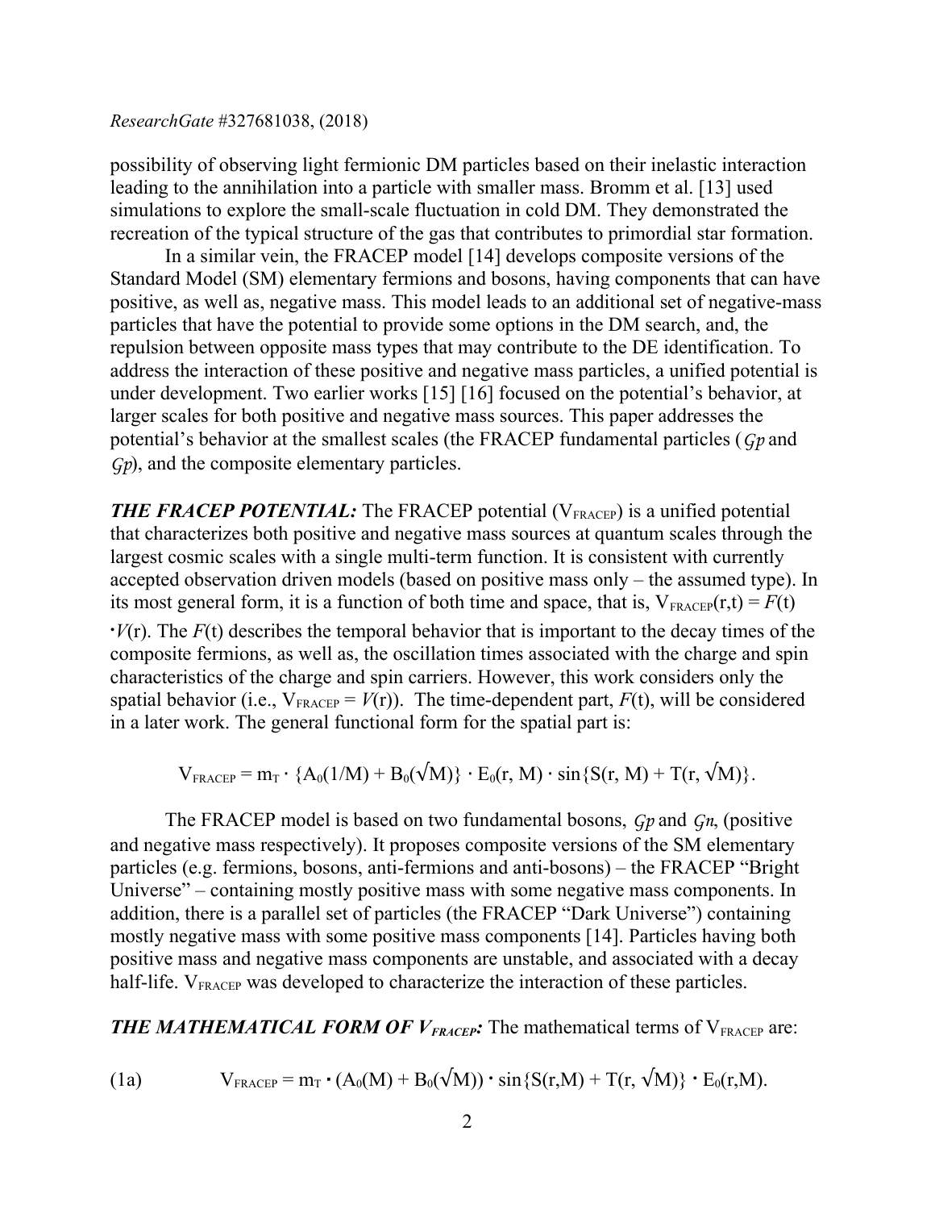possibility of observing light fermionic DM particles based on their inelastic interaction leading to the annihilation into a particle with smaller mass. Bromm et al. [13] used simulations to explore the small-scale fluctuation in cold DM. They demonstrated the recreation of the typical structure of the gas that contributes to primordial star formation.

In a similar vein, the FRACEP model [14] develops composite versions of the Standard Model (SM) elementary fermions and bosons, having components that can have positive, as well as, negative mass. This model leads to an additional set of negative-mass particles that have the potential to provide some options in the DM search, and, the repulsion between opposite mass types that may contribute to the DE identification. To address the interaction of these positive and negative mass particles, a unified potential is under development. Two earlier works [15] [16] focused on the potential's behavior, at larger scales for both positive and negative mass sources. This paper addresses the potential's behavior at the smallest scales (the FRACEP fundamental particles (*Ɠp* and *Ɠp*), and the composite elementary particles.

***THE FRACEP POTENTIAL:*** The FRACEP potential ($V_{FRACEP}$) is a unified potential that characterizes both positive and negative mass sources at quantum scales through the largest cosmic scales with a single multi-term function. It is consistent with currently accepted observation driven models (based on positive mass only – the assumed type). In its most general form, it is a function of both time and space, that is, $V_{FRACEP}(r,t) = F(t) \cdot V(r)$. The $F(t)$ describes the temporal behavior that is important to the decay times of the composite fermions, as well as, the oscillation times associated with the charge and spin characteristics of the charge and spin carriers. However, this work considers only the spatial behavior (i.e., $V_{FRACEP} = V(r)$). The time-dependent part, $F(t)$, will be considered in a later work. The general functional form for the spatial part is:

$$V_{FRACEP} = m_T \cdot \{A_0(1/M) + B_0(\sqrt{M})\} \cdot E_0(r, M) \cdot \sin\{S(r, M) + T(r, \sqrt{M})\}.$$

The FRACEP model is based on two fundamental bosons, *Ɠp* and *Ɠn*, (positive and negative mass respectively). It proposes composite versions of the SM elementary particles (e.g. fermions, bosons, anti-fermions and anti-bosons) – the FRACEP "Bright Universe" – containing mostly positive mass with some negative mass components. In addition, there is a parallel set of particles (the FRACEP "Dark Universe") containing mostly negative mass with some positive mass components [14]. Particles having both positive mass and negative mass components are unstable, and associated with a decay half-life. $V_{FRACEP}$ was developed to characterize the interaction of these particles.

***THE MATHEMATICAL FORM OF $V_{FRACEP}$:*** The mathematical terms of $V_{FRACEP}$ are:

(1a) $$V_{FRACEP} = m_T \cdot (A_0(M) + B_0(\sqrt{M})) \cdot \sin\{S(r,M) + T(r, \sqrt{M})\} \cdot E_0(r,M).$$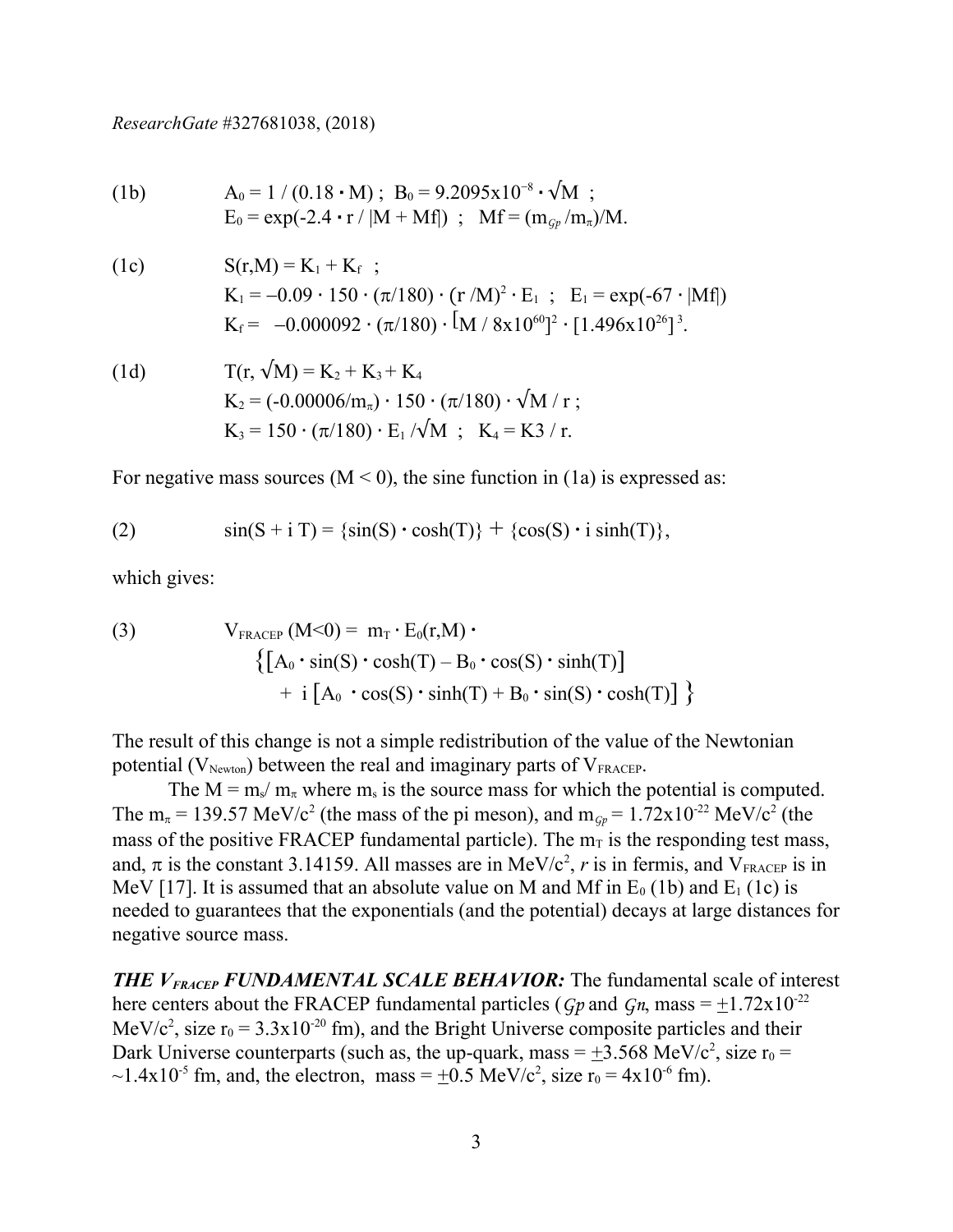(1b) $$A_0 = 1 / (0.18 \cdot M) \; ; \; B_0 = 9.2095\text{x}10^{-8} \cdot \sqrt{M} \; ;$$
$$E_0 = \exp(-2.4 \cdot r / |M + Mf|) \; ; \; Mf = (m_{\mathcal{G}p} / m_\pi)/M.$$

(1c) $$S(r,M) = K_1 + K_f \; ;$$
$$K_1 = -0.09 \cdot 150 \cdot (\pi/180) \cdot (r/M)^2 \cdot E_1 \; ; \; E_1 = \exp(-67 \cdot |Mf|)$$
$$K_f = -0.000092 \cdot (\pi/180) \cdot [M / 8\text{x}10^{60}]^2 \cdot [1.496\text{x}10^{26}]^3.$$

(1d) $$T(r, \sqrt{M}) = K_2 + K_3 + K_4$$
$$K_2 = (-0.00006/m_\pi) \cdot 150 \cdot (\pi/180) \cdot \sqrt{M} / r \; ;$$
$$K_3 = 150 \cdot (\pi/180) \cdot E_1 / \sqrt{M} \; ; \; K_4 = K3 / r.$$

For negative mass sources ($M < 0$), the sine function in (1a) is expressed as:

(2) $$\sin(S + i\,T) = \{\sin(S) \cdot \cosh(T)\} + \{\cos(S) \cdot i \sinh(T)\},$$

which gives:

(3) $$V_{FRACEP}\,(M{<}0) = m_T \cdot E_0(r,M) \cdot \Big\{\big[A_0 \cdot \sin(S) \cdot \cosh(T) - B_0 \cdot \cos(S) \cdot \sinh(T)\big] + i\,\big[A_0 \cdot \cos(S) \cdot \sinh(T) + B_0 \cdot \sin(S) \cdot \cosh(T)\big]\Big\}$$

The result of this change is not a simple redistribution of the value of the Newtonian potential ($V_{Newton}$) between the real and imaginary parts of $V_{FRACEP}$.

The $M = m_s / m_\pi$ where $m_s$ is the source mass for which the potential is computed. The $m_\pi = 139.57$ MeV/$c^2$ (the mass of the pi meson), and $m_{\mathcal{G}p} = 1.72\text{x}10^{-22}$ MeV/$c^2$ (the mass of the positive FRACEP fundamental particle). The $m_T$ is the responding test mass, and, $\pi$ is the constant 3.14159. All masses are in MeV/$c^2$, $r$ is in fermis, and $V_{FRACEP}$ is in MeV [17]. It is assumed that an absolute value on M and Mf in $E_0$ (1b) and $E_1$ (1c) is needed to guarantees that the exponentials (and the potential) decays at large distances for negative source mass.

***THE $V_{FRACEP}$ FUNDAMENTAL SCALE BEHAVIOR:*** The fundamental scale of interest here centers about the FRACEP fundamental particles ($\mathcal{G}p$ and $\mathcal{G}n$, mass = $\pm 1.72\text{x}10^{-22}$ MeV/$c^2$, size $r_0 = 3.3\text{x}10^{-20}$ fm), and the Bright Universe composite particles and their Dark Universe counterparts (such as, the up-quark, mass = $\pm 3.568$ MeV/$c^2$, size $r_0 = \sim 1.4\text{x}10^{-5}$ fm, and, the electron, mass = $\pm 0.5$ MeV/$c^2$, size $r_0 = 4\text{x}10^{-6}$ fm).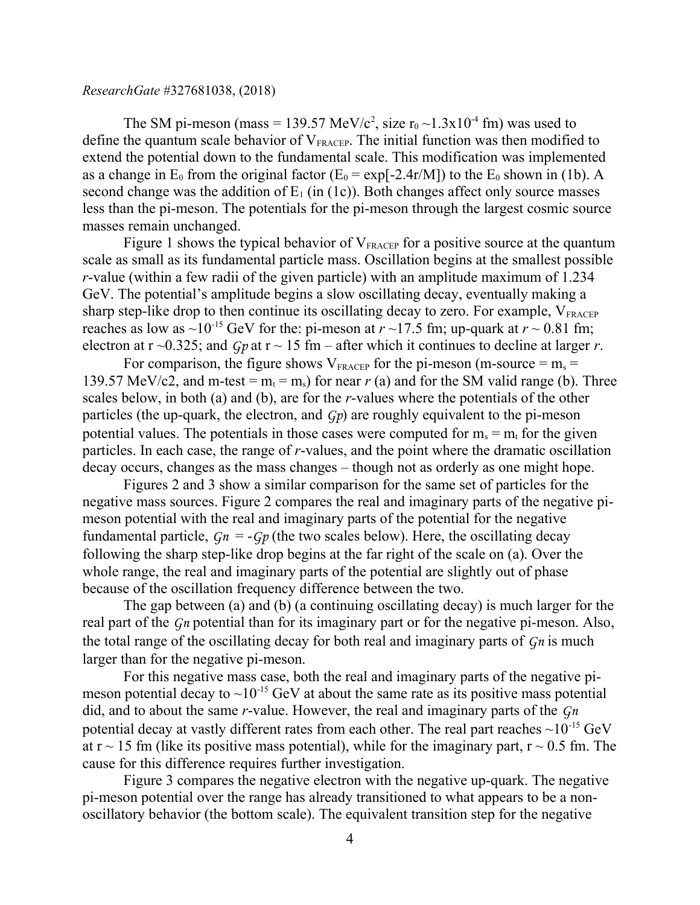The SM pi-meson (mass = 139.57 MeV/$c^2$, size $r_0$ ~$1.3\text{x}10^{-4}$ fm) was used to define the quantum scale behavior of $V_{FRACEP}$. The initial function was then modified to extend the potential down to the fundamental scale. This modification was implemented as a change in $E_0$ from the original factor ($E_0 = \exp[-2.4r/M]$) to the $E_0$ shown in (1b). A second change was the addition of $E_1$ (in (1c)). Both changes affect only source masses less than the pi-meson. The potentials for the pi-meson through the largest cosmic source masses remain unchanged.

Figure 1 shows the typical behavior of $V_{FRACEP}$ for a positive source at the quantum scale as small as its fundamental particle mass. Oscillation begins at the smallest possible *r*-value (within a few radii of the given particle) with an amplitude maximum of 1.234 GeV. The potential's amplitude begins a slow oscillating decay, eventually making a sharp step-like drop to then continue its oscillating decay to zero. For example, $V_{FRACEP}$ reaches as low as ~$10^{-15}$ GeV for the: pi-meson at *r* ~17.5 fm; up-quark at *r* ~ 0.81 fm; electron at r ~0.325; and *Ϛp* at r ~ 15 fm – after which it continues to decline at larger *r*.

For comparison, the figure shows $V_{FRACEP}$ for the pi-meson (m-source = $m_s$ = 139.57 MeV/c2, and m-test = $m_t = m_s$) for near *r* (a) and for the SM valid range (b). Three scales below, in both (a) and (b), are for the *r*-values where the potentials of the other particles (the up-quark, the electron, and *Ϛp*) are roughly equivalent to the pi-meson potential values. The potentials in those cases were computed for $m_s = m_t$ for the given particles. In each case, the range of *r*-values, and the point where the dramatic oscillation decay occurs, changes as the mass changes – though not as orderly as one might hope.

Figures 2 and 3 show a similar comparison for the same set of particles for the negative mass sources. Figure 2 compares the real and imaginary parts of the negative pi-meson potential with the real and imaginary parts of the potential for the negative fundamental particle, *Ϛn* = -*Ϛp* (the two scales below). Here, the oscillating decay following the sharp step-like drop begins at the far right of the scale on (a). Over the whole range, the real and imaginary parts of the potential are slightly out of phase because of the oscillation frequency difference between the two.

The gap between (a) and (b) (a continuing oscillating decay) is much larger for the real part of the *Ϛn* potential than for its imaginary part or for the negative pi-meson. Also, the total range of the oscillating decay for both real and imaginary parts of *Ϛn* is much larger than for the negative pi-meson.

For this negative mass case, both the real and imaginary parts of the negative pi-meson potential decay to ~$10^{-15}$ GeV at about the same rate as its positive mass potential did, and to about the same *r*-value. However, the real and imaginary parts of the *Ϛn* potential decay at vastly different rates from each other. The real part reaches ~$10^{-15}$ GeV at r ~ 15 fm (like its positive mass potential), while for the imaginary part, r ~ 0.5 fm. The cause for this difference requires further investigation.

Figure 3 compares the negative electron with the negative up-quark. The negative pi-meson potential over the range has already transitioned to what appears to be a non-oscillatory behavior (the bottom scale). The equivalent transition step for the negative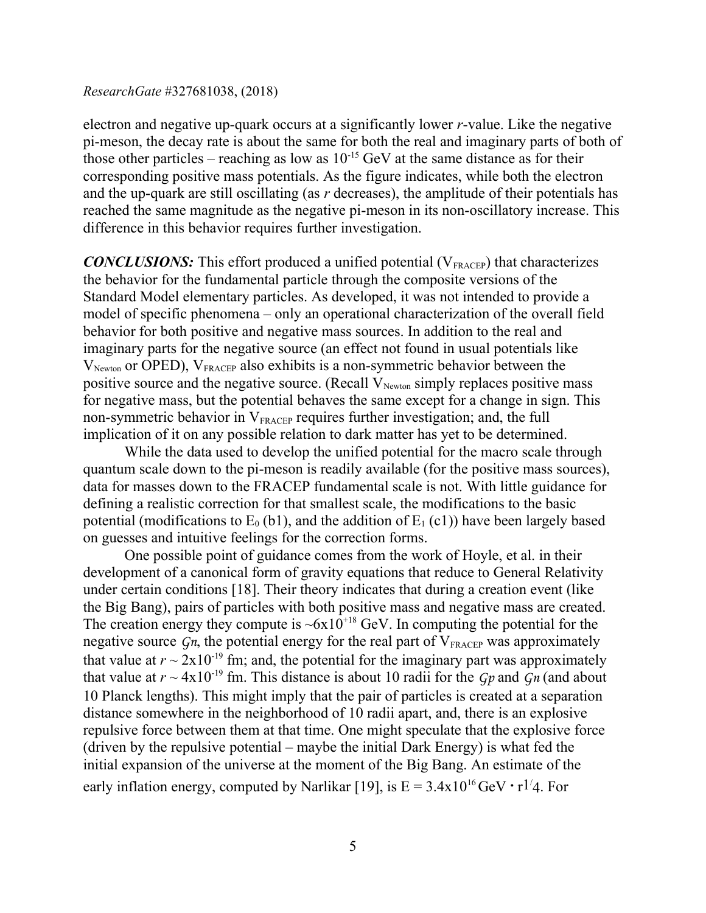electron and negative up-quark occurs at a significantly lower *r*-value. Like the negative pi-meson, the decay rate is about the same for both the real and imaginary parts of both of those other particles – reaching as low as $10^{-15}$ GeV at the same distance as for their corresponding positive mass potentials. As the figure indicates, while both the electron and the up-quark are still oscillating (as *r* decreases), the amplitude of their potentials has reached the same magnitude as the negative pi-meson in its non-oscillatory increase. This difference in this behavior requires further investigation.

***CONCLUSIONS:*** This effort produced a unified potential ($V_{FRACEP}$) that characterizes the behavior for the fundamental particle through the composite versions of the Standard Model elementary particles. As developed, it was not intended to provide a model of specific phenomena – only an operational characterization of the overall field behavior for both positive and negative mass sources. In addition to the real and imaginary parts for the negative source (an effect not found in usual potentials like $V_{Newton}$ or OPED), $V_{FRACEP}$ also exhibits is a non-symmetric behavior between the positive source and the negative source. (Recall $V_{Newton}$ simply replaces positive mass for negative mass, but the potential behaves the same except for a change in sign. This non-symmetric behavior in $V_{FRACEP}$ requires further investigation; and, the full implication of it on any possible relation to dark matter has yet to be determined.

While the data used to develop the unified potential for the macro scale through quantum scale down to the pi-meson is readily available (for the positive mass sources), data for masses down to the FRACEP fundamental scale is not. With little guidance for defining a realistic correction for that smallest scale, the modifications to the basic potential (modifications to $E_0$ (b1), and the addition of $E_1$ (c1)) have been largely based on guesses and intuitive feelings for the correction forms.

One possible point of guidance comes from the work of Hoyle, et al. in their development of a canonical form of gravity equations that reduce to General Relativity under certain conditions [18]. Their theory indicates that during a creation event (like the Big Bang), pairs of particles with both positive mass and negative mass are created. The creation energy they compute is $\sim 6\text{x}10^{+18}$ GeV. In computing the potential for the negative source $\mathcal{G}n$, the potential energy for the real part of $V_{FRACEP}$ was approximately that value at $r \sim 2\text{x}10^{-19}$ fm; and, the potential for the imaginary part was approximately that value at $r \sim 4\text{x}10^{-19}$ fm. This distance is about 10 radii for the $\mathcal{G}p$ and $\mathcal{G}n$ (and about 10 Planck lengths). This might imply that the pair of particles is created at a separation distance somewhere in the neighborhood of 10 radii apart, and, there is an explosive repulsive force between them at that time. One might speculate that the explosive force (driven by the repulsive potential – maybe the initial Dark Energy) is what fed the initial expansion of the universe at the moment of the Big Bang. An estimate of the early inflation energy, computed by Narlikar [19], is $E = 3.4\text{x}10^{16}\,\text{GeV} \cdot r^{1/4}$. For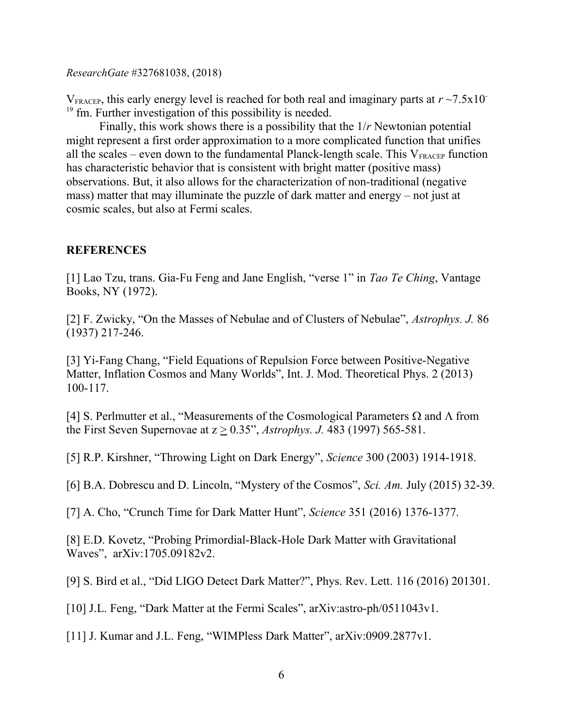*ResearchGate* #327681038, (2018)

$V_{FRACEP}$, this early energy level is reached for both real and imaginary parts at $r \sim 7.5\times10^{-19}$ fm. Further investigation of this possibility is needed.

Finally, this work shows there is a possibility that the $1/r$ Newtonian potential might represent a first order approximation to a more complicated function that unifies all the scales – even down to the fundamental Planck-length scale. This $V_{FRACEP}$ function has characteristic behavior that is consistent with bright matter (positive mass) observations. But, it also allows for the characterization of non-traditional (negative mass) matter that may illuminate the puzzle of dark matter and energy – not just at cosmic scales, but also at Fermi scales.

## REFERENCES

[1] Lao Tzu, trans. Gia-Fu Feng and Jane English, "verse 1" in *Tao Te Ching*, Vantage Books, NY (1972).

[2] F. Zwicky, "On the Masses of Nebulae and of Clusters of Nebulae", *Astrophys. J.* 86 (1937) 217-246.

[3] Yi-Fang Chang, "Field Equations of Repulsion Force between Positive-Negative Matter, Inflation Cosmos and Many Worlds", Int. J. Mod. Theoretical Phys. 2 (2013) 100-117.

[4] S. Perlmutter et al., "Measurements of the Cosmological Parameters $\Omega$ and $\Lambda$ from the First Seven Supernovae at $z \geq 0.35$", *Astrophys. J.* 483 (1997) 565-581.

[5] R.P. Kirshner, "Throwing Light on Dark Energy", *Science* 300 (2003) 1914-1918.

[6] B.A. Dobrescu and D. Lincoln, "Mystery of the Cosmos", *Sci. Am.* July (2015) 32-39.

[7] A. Cho, "Crunch Time for Dark Matter Hunt", *Science* 351 (2016) 1376-1377.

[8] E.D. Kovetz, "Probing Primordial-Black-Hole Dark Matter with Gravitational Waves", arXiv:1705.09182v2.

[9] S. Bird et al., "Did LIGO Detect Dark Matter?", Phys. Rev. Lett. 116 (2016) 201301.

[10] J.L. Feng, "Dark Matter at the Fermi Scales", arXiv:astro-ph/0511043v1.

[11] J. Kumar and J.L. Feng, "WIMPless Dark Matter", arXiv:0909.2877v1.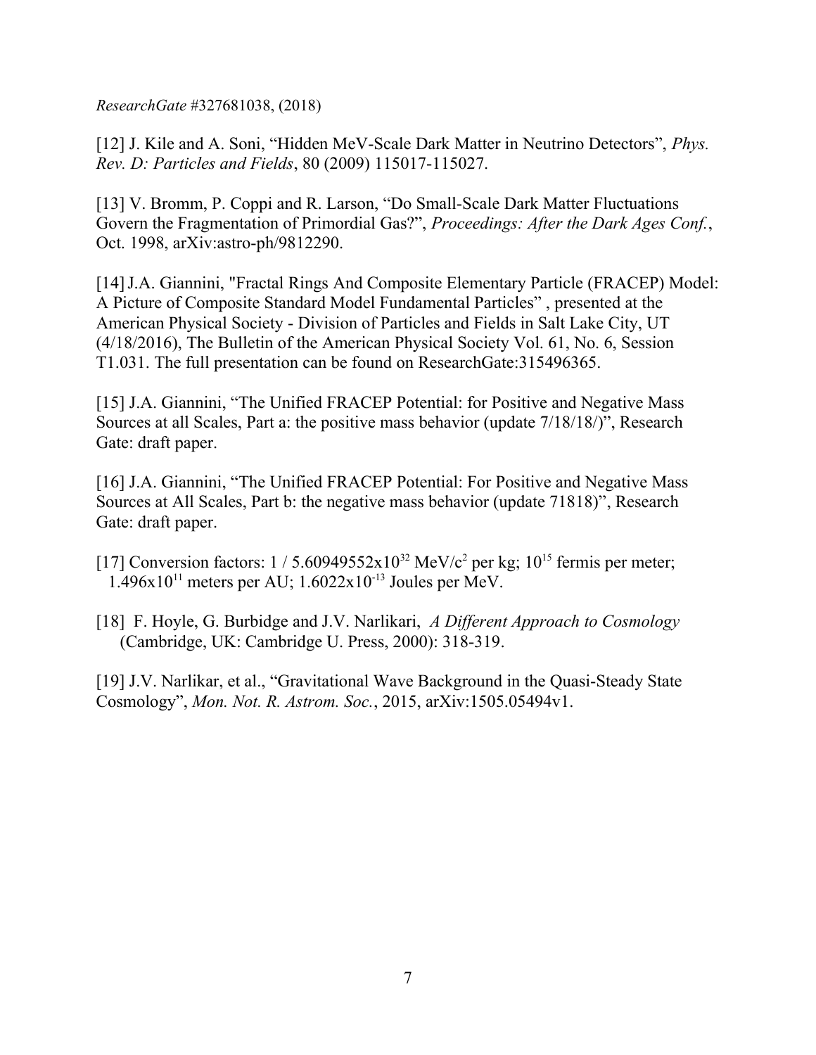*ResearchGate* #327681038, (2018)

[12] J. Kile and A. Soni, “Hidden MeV-Scale Dark Matter in Neutrino Detectors”, *Phys. Rev. D: Particles and Fields*, 80 (2009) 115017-115027.

[13] V. Bromm, P. Coppi and R. Larson, “Do Small-Scale Dark Matter Fluctuations Govern the Fragmentation of Primordial Gas?”, *Proceedings: After the Dark Ages Conf.*, Oct. 1998, arXiv:astro-ph/9812290.

[14] J.A. Giannini, "Fractal Rings And Composite Elementary Particle (FRACEP) Model: A Picture of Composite Standard Model Fundamental Particles” , presented at the American Physical Society - Division of Particles and Fields in Salt Lake City, UT (4/18/2016), The Bulletin of the American Physical Society Vol. 61, No. 6, Session T1.031. The full presentation can be found on ResearchGate:315496365.

[15] J.A. Giannini, “The Unified FRACEP Potential: for Positive and Negative Mass Sources at all Scales, Part a: the positive mass behavior (update 7/18/18/)”, Research Gate: draft paper.

[16] J.A. Giannini, “The Unified FRACEP Potential: For Positive and Negative Mass Sources at All Scales, Part b: the negative mass behavior (update 71818)”, Research Gate: draft paper.

[17] Conversion factors: $1 / 5.60949552\text{x}10^{32}$ MeV/$c^2$ per kg; $10^{15}$ fermis per meter; $1.496\text{x}10^{11}$ meters per AU; $1.6022\text{x}10^{-13}$ Joules per MeV.

[18] F. Hoyle, G. Burbidge and J.V. Narlikari, *A Different Approach to Cosmology* (Cambridge, UK: Cambridge U. Press, 2000): 318-319.

[19] J.V. Narlikar, et al., “Gravitational Wave Background in the Quasi-Steady State Cosmology”, *Mon. Not. R. Astrom. Soc.*, 2015, arXiv:1505.05494v1.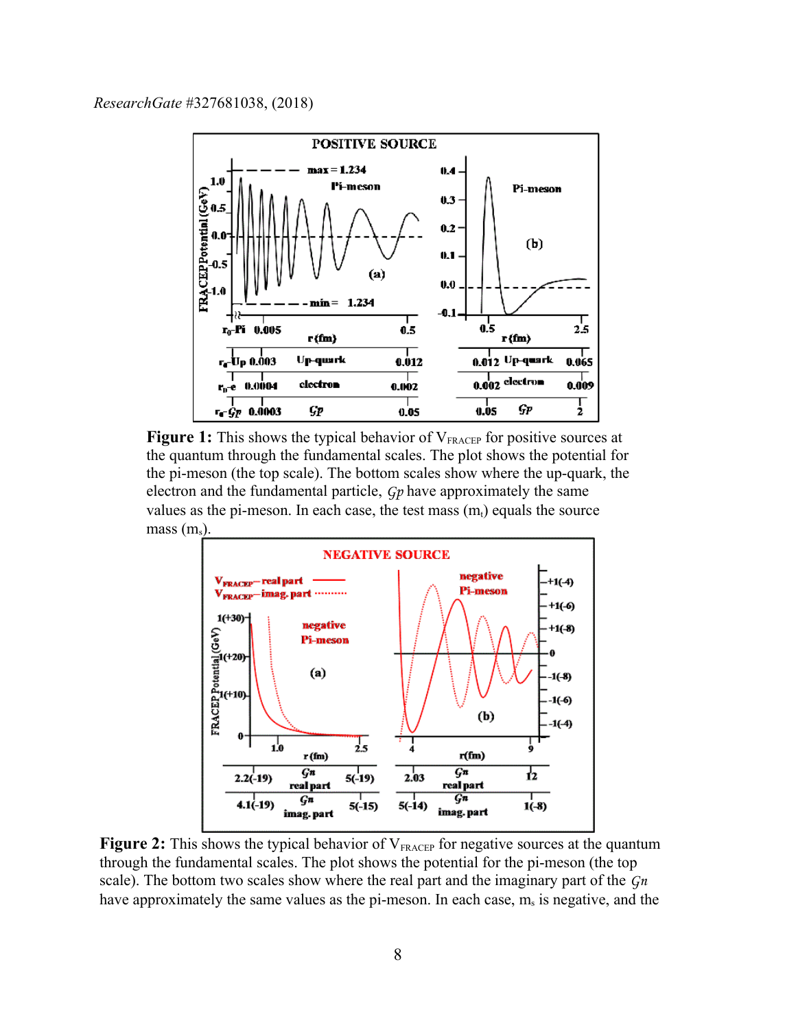Figure 1: This shows the typical behavior of $V_{FRACEP}$ for positive sources at the quantum through the fundamental scales. The plot shows the potential for the pi-meson (the top scale). The bottom scales show where the up-quark, the electron and the fundamental particle, $\mathcal{G}p$ have approximately the same values as the pi-meson. In each case, the test mass ($m_t$) equals the source mass ($m_s$).

**Figure 2:** This shows the typical behavior of $V_{FRACEP}$ for negative sources at the quantum through the fundamental scales. The plot shows the potential for the pi-meson (the top scale). The bottom two scales show where the real part and the imaginary part of the $\mathcal{G}n$ have approximately the same values as the pi-meson. In each case, $m_s$ is negative, and the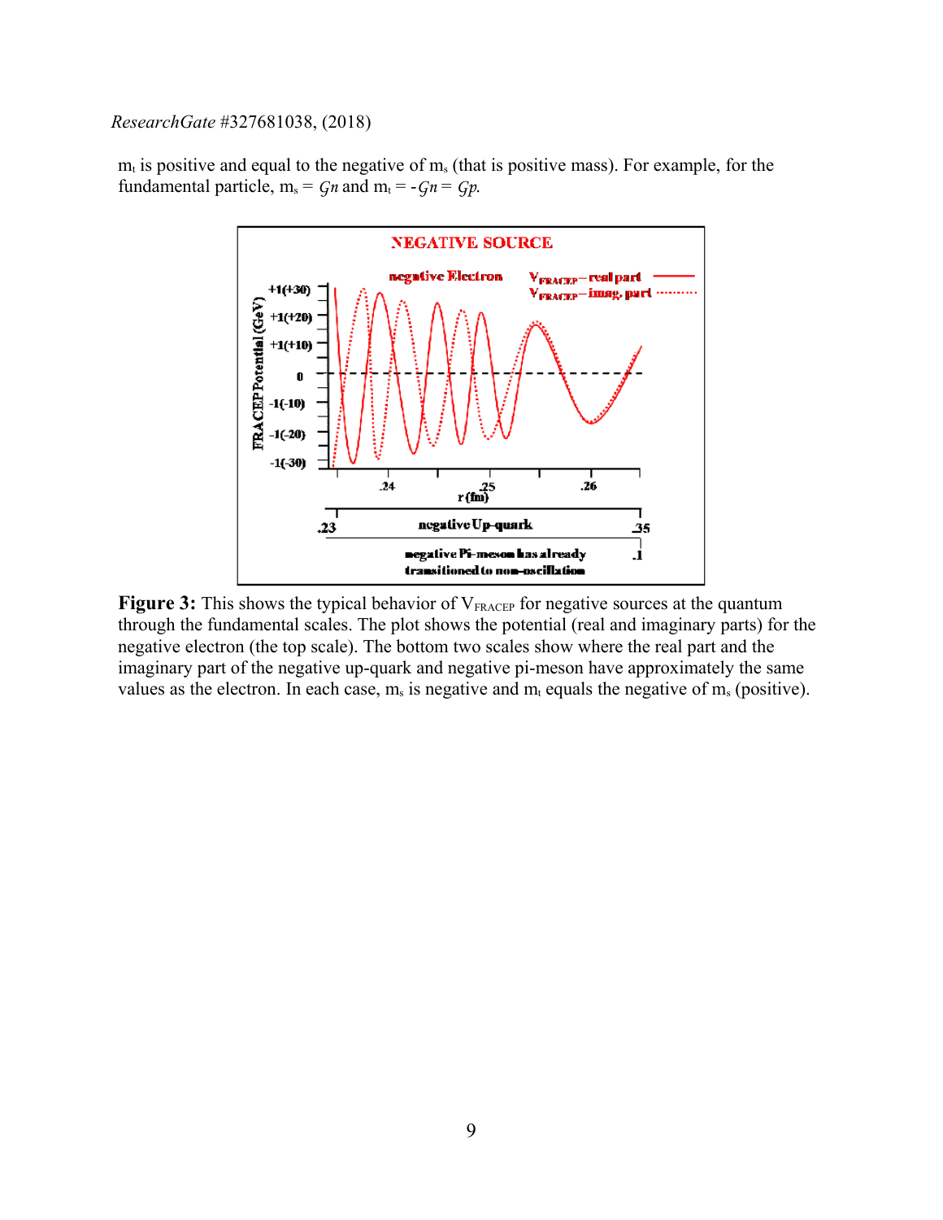$m_t$ is positive and equal to the negative of $m_s$ (that is positive mass). For example, for the fundamental particle, $m_s = \mathcal{G}n$ and $m_t = -\mathcal{G}n = \mathcal{G}p$.

NEGATIVE SOURCE

negative Electron

$V_{FRACEP}$ – real part

$V_{FRACEP}$ – imag. part

FRACEP Potential (GeV)

+1(+30)

+1(+20)

+1(+10)

0

-1(-10)

-1(-20)

-1(-30)

.24

.25

.26

r (fm)

.23

negative Up-quark

.35

negative Pi-meson has already transitioned to non-oscillation

.1

**Figure 3:** This shows the typical behavior of $V_{FRACEP}$ for negative sources at the quantum through the fundamental scales. The plot shows the potential (real and imaginary parts) for the negative electron (the top scale). The bottom two scales show where the real part and the imaginary part of the negative up-quark and negative pi-meson have approximately the same values as the electron. In each case, $m_s$ is negative and $m_t$ equals the negative of $m_s$ (positive).